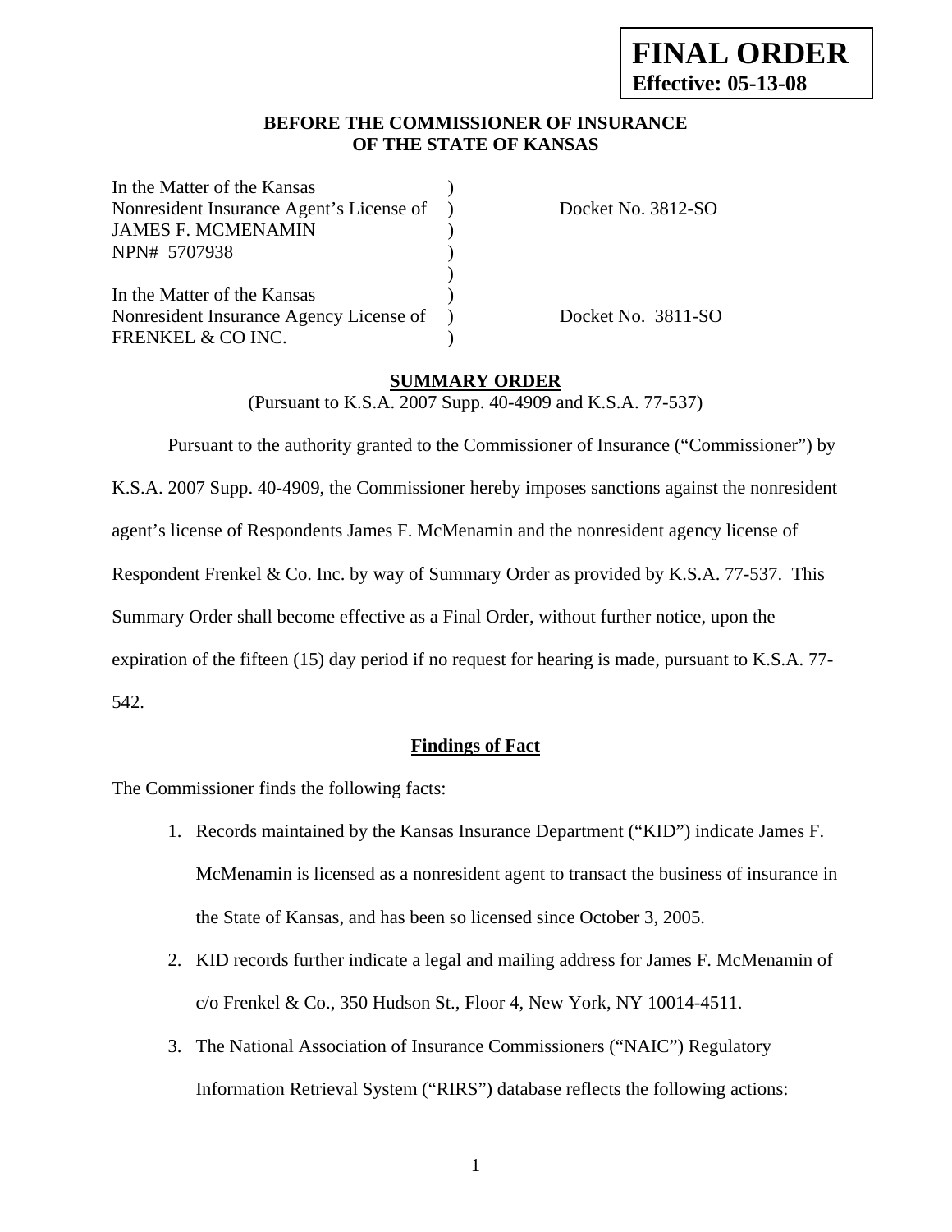**FINAL ORDER**
**Effective: 05-13-08**

**BEFORE THE COMMISSIONER OF INSURANCE**
**OF THE STATE OF KANSAS**

| | | |
|---|---|---|
| In the Matter of the Kansas Nonresident Insurance Agent's License of JAMES F. MCMENAMIN NPN# 5707938 | ) | Docket No. 3812-SO |
| In the Matter of the Kansas Nonresident Insurance Agency License of FRENKEL & CO INC. | ) | Docket No. 3811-SO |

**SUMMARY ORDER**

(Pursuant to K.S.A. 2007 Supp. 40-4909 and K.S.A. 77-537)

Pursuant to the authority granted to the Commissioner of Insurance ("Commissioner") by K.S.A. 2007 Supp. 40-4909, the Commissioner hereby imposes sanctions against the nonresident agent's license of Respondents James F. McMenamin and the nonresident agency license of Respondent Frenkel & Co. Inc. by way of Summary Order as provided by K.S.A. 77-537. This Summary Order shall become effective as a Final Order, without further notice, upon the expiration of the fifteen (15) day period if no request for hearing is made, pursuant to K.S.A. 77-542.

**Findings of Fact**

The Commissioner finds the following facts:

1. Records maintained by the Kansas Insurance Department ("KID") indicate James F. McMenamin is licensed as a nonresident agent to transact the business of insurance in the State of Kansas, and has been so licensed since October 3, 2005.
2. KID records further indicate a legal and mailing address for James F. McMenamin of c/o Frenkel & Co., 350 Hudson St., Floor 4, New York, NY 10014-4511.
3. The National Association of Insurance Commissioners ("NAIC") Regulatory Information Retrieval System ("RIRS") database reflects the following actions: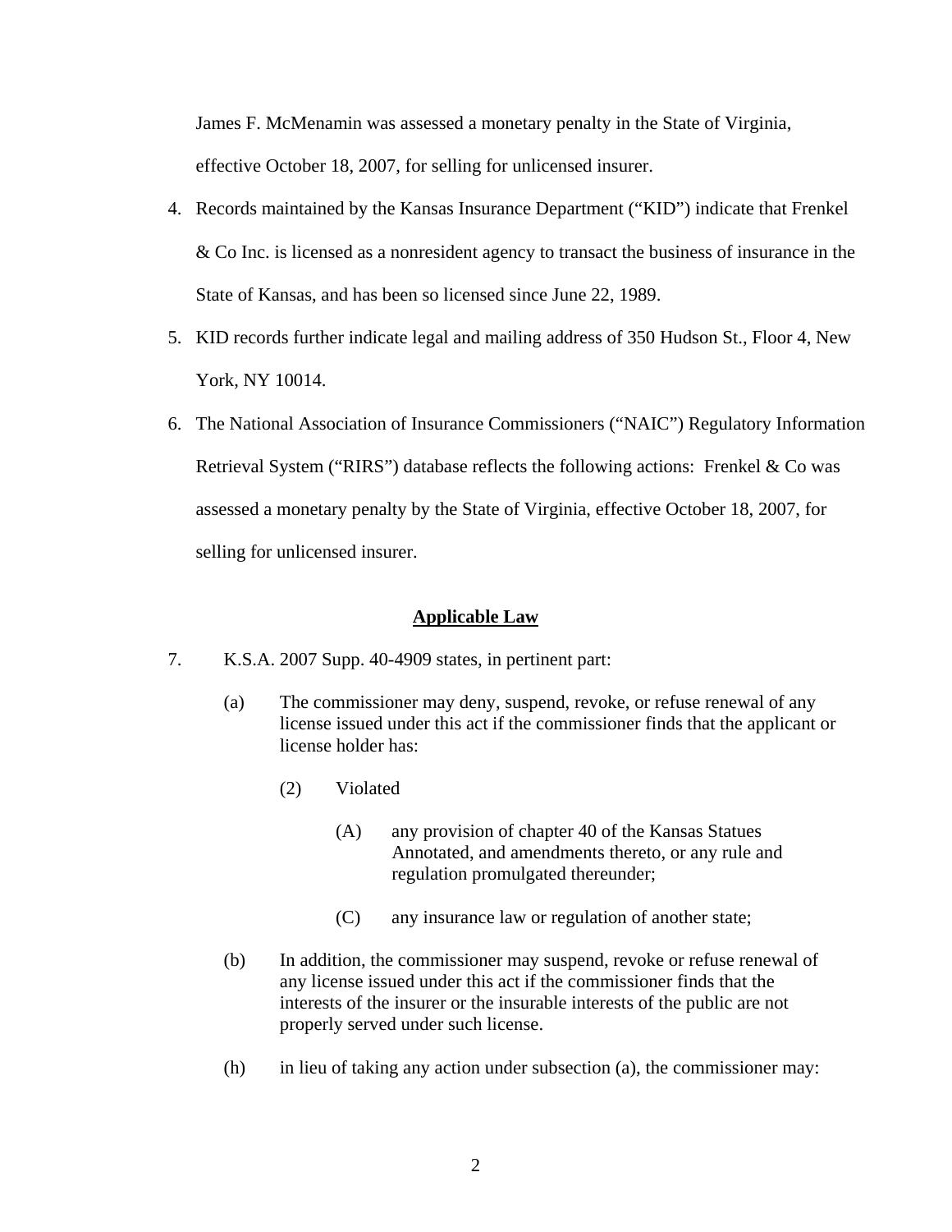James F. McMenamin was assessed a monetary penalty in the State of Virginia, effective October 18, 2007, for selling for unlicensed insurer.

4. Records maintained by the Kansas Insurance Department ("KID") indicate that Frenkel & Co Inc. is licensed as a nonresident agency to transact the business of insurance in the State of Kansas, and has been so licensed since June 22, 1989.
5. KID records further indicate legal and mailing address of 350 Hudson St., Floor 4, New York, NY 10014.
6. The National Association of Insurance Commissioners ("NAIC") Regulatory Information Retrieval System ("RIRS") database reflects the following actions: Frenkel & Co was assessed a monetary penalty by the State of Virginia, effective October 18, 2007, for selling for unlicensed insurer.

**Applicable Law**

7. K.S.A. 2007 Supp. 40-4909 states, in pertinent part:

   (a) The commissioner may deny, suspend, revoke, or refuse renewal of any license issued under this act if the commissioner finds that the applicant or license holder has:

   (2) Violated

   (A) any provision of chapter 40 of the Kansas Statues Annotated, and amendments thereto, or any rule and regulation promulgated thereunder;

   (C) any insurance law or regulation of another state;

   (b) In addition, the commissioner may suspend, revoke or refuse renewal of any license issued under this act if the commissioner finds that the interests of the insurer or the insurable interests of the public are not properly served under such license.

   (h) in lieu of taking any action under subsection (a), the commissioner may: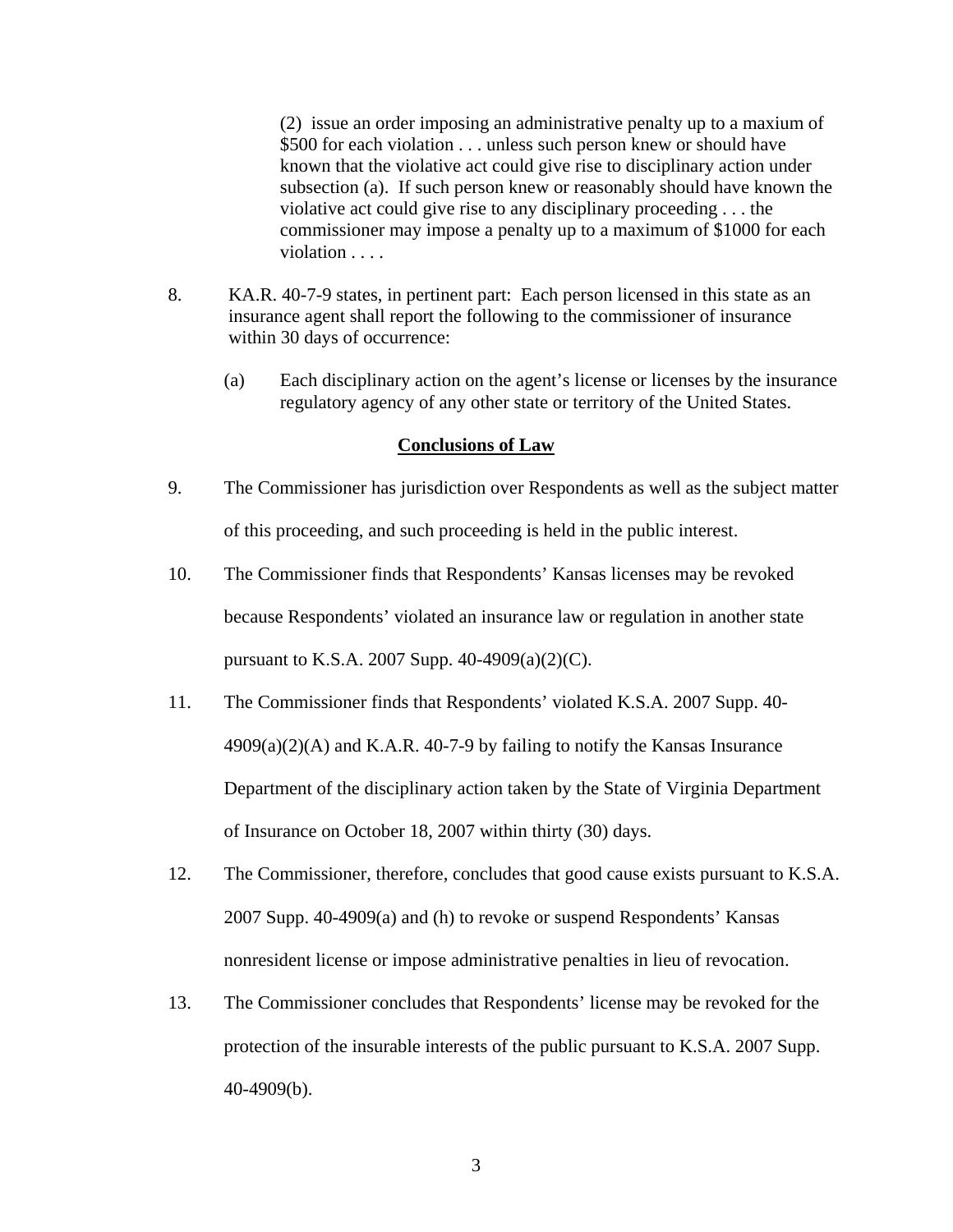(2) issue an order imposing an administrative penalty up to a maxium of $500 for each violation . . . unless such person knew or should have known that the violative act could give rise to disciplinary action under subsection (a). If such person knew or reasonably should have known the violative act could give rise to any disciplinary proceeding . . . the commissioner may impose a penalty up to a maximum of $1000 for each violation . . . .

8. KA.R. 40-7-9 states, in pertinent part: Each person licensed in this state as an insurance agent shall report the following to the commissioner of insurance within 30 days of occurrence:

   (a) Each disciplinary action on the agent's license or licenses by the insurance regulatory agency of any other state or territory of the United States.

## Conclusions of Law

9. The Commissioner has jurisdiction over Respondents as well as the subject matter of this proceeding, and such proceeding is held in the public interest.

10. The Commissioner finds that Respondents' Kansas licenses may be revoked because Respondents' violated an insurance law or regulation in another state pursuant to K.S.A. 2007 Supp. 40-4909(a)(2)(C).

11. The Commissioner finds that Respondents' violated K.S.A. 2007 Supp. 40-4909(a)(2)(A) and K.A.R. 40-7-9 by failing to notify the Kansas Insurance Department of the disciplinary action taken by the State of Virginia Department of Insurance on October 18, 2007 within thirty (30) days.

12. The Commissioner, therefore, concludes that good cause exists pursuant to K.S.A. 2007 Supp. 40-4909(a) and (h) to revoke or suspend Respondents' Kansas nonresident license or impose administrative penalties in lieu of revocation.

13. The Commissioner concludes that Respondents' license may be revoked for the protection of the insurable interests of the public pursuant to K.S.A. 2007 Supp. 40-4909(b).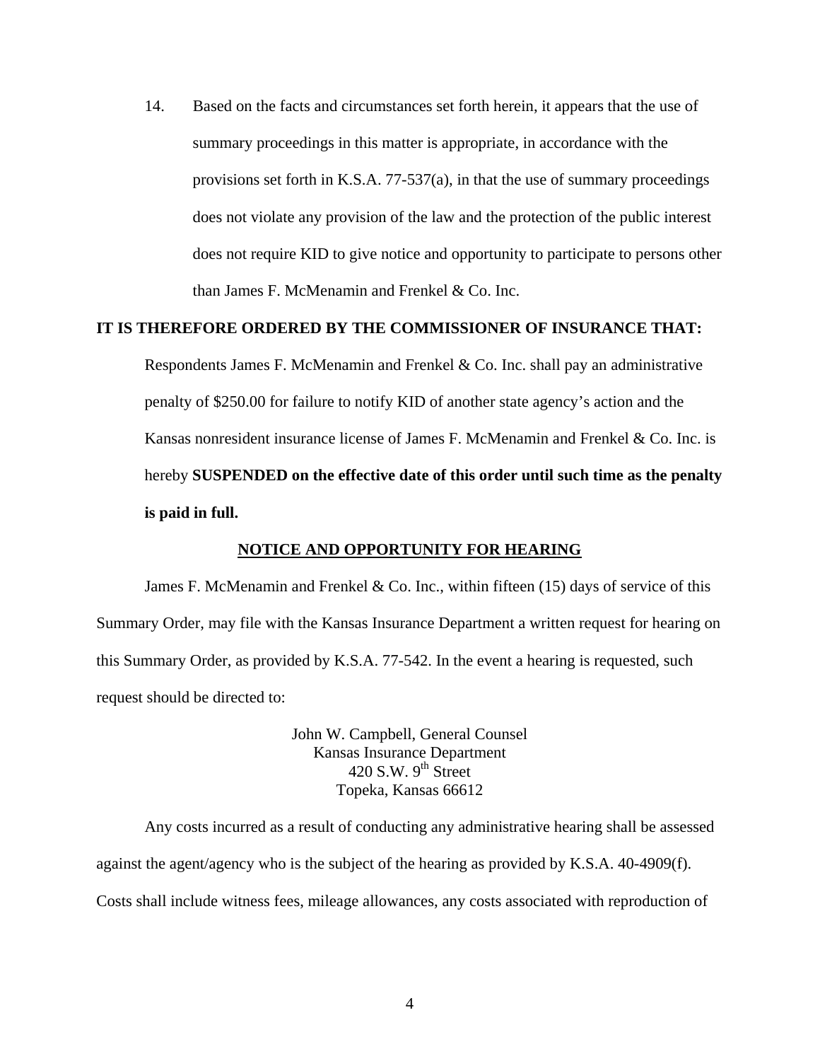14. Based on the facts and circumstances set forth herein, it appears that the use of summary proceedings in this matter is appropriate, in accordance with the provisions set forth in K.S.A. 77-537(a), in that the use of summary proceedings does not violate any provision of the law and the protection of the public interest does not require KID to give notice and opportunity to participate to persons other than James F. McMenamin and Frenkel & Co. Inc.

**IT IS THEREFORE ORDERED BY THE COMMISSIONER OF INSURANCE THAT:**

Respondents James F. McMenamin and Frenkel & Co. Inc. shall pay an administrative penalty of $250.00 for failure to notify KID of another state agency's action and the Kansas nonresident insurance license of James F. McMenamin and Frenkel & Co. Inc. is hereby **SUSPENDED on the effective date of this order until such time as the penalty is paid in full.**

**NOTICE AND OPPORTUNITY FOR HEARING**

James F. McMenamin and Frenkel & Co. Inc., within fifteen (15) days of service of this Summary Order, may file with the Kansas Insurance Department a written request for hearing on this Summary Order, as provided by K.S.A. 77-542. In the event a hearing is requested, such request should be directed to:

John W. Campbell, General Counsel
Kansas Insurance Department
420 S.W. 9th Street
Topeka, Kansas 66612

Any costs incurred as a result of conducting any administrative hearing shall be assessed against the agent/agency who is the subject of the hearing as provided by K.S.A. 40-4909(f). Costs shall include witness fees, mileage allowances, any costs associated with reproduction of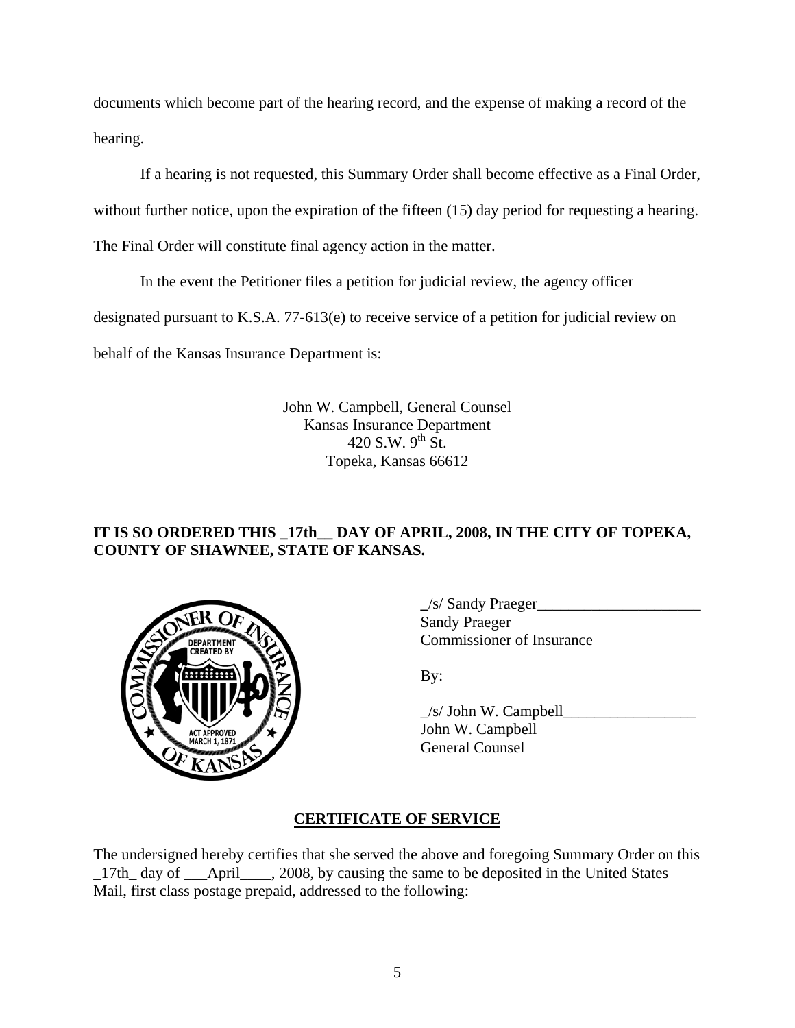documents which become part of the hearing record, and the expense of making a record of the hearing.

If a hearing is not requested, this Summary Order shall become effective as a Final Order, without further notice, upon the expiration of the fifteen (15) day period for requesting a hearing. The Final Order will constitute final agency action in the matter.

In the event the Petitioner files a petition for judicial review, the agency officer designated pursuant to K.S.A. 77-613(e) to receive service of a petition for judicial review on behalf of the Kansas Insurance Department is:

John W. Campbell, General Counsel
Kansas Insurance Department
420 S.W. 9th St.
Topeka, Kansas 66612

**IT IS SO ORDERED THIS _17th__ DAY OF APRIL, 2008, IN THE CITY OF TOPEKA, COUNTY OF SHAWNEE, STATE OF KANSAS.**

_/s/ Sandy Praeger_____________________
Sandy Praeger
Commissioner of Insurance

By:

_/s/ John W. Campbell_________________
John W. Campbell
General Counsel

## CERTIFICATE OF SERVICE

The undersigned hereby certifies that she served the above and foregoing Summary Order on this _17th_ day of ___April____, 2008, by causing the same to be deposited in the United States Mail, first class postage prepaid, addressed to the following: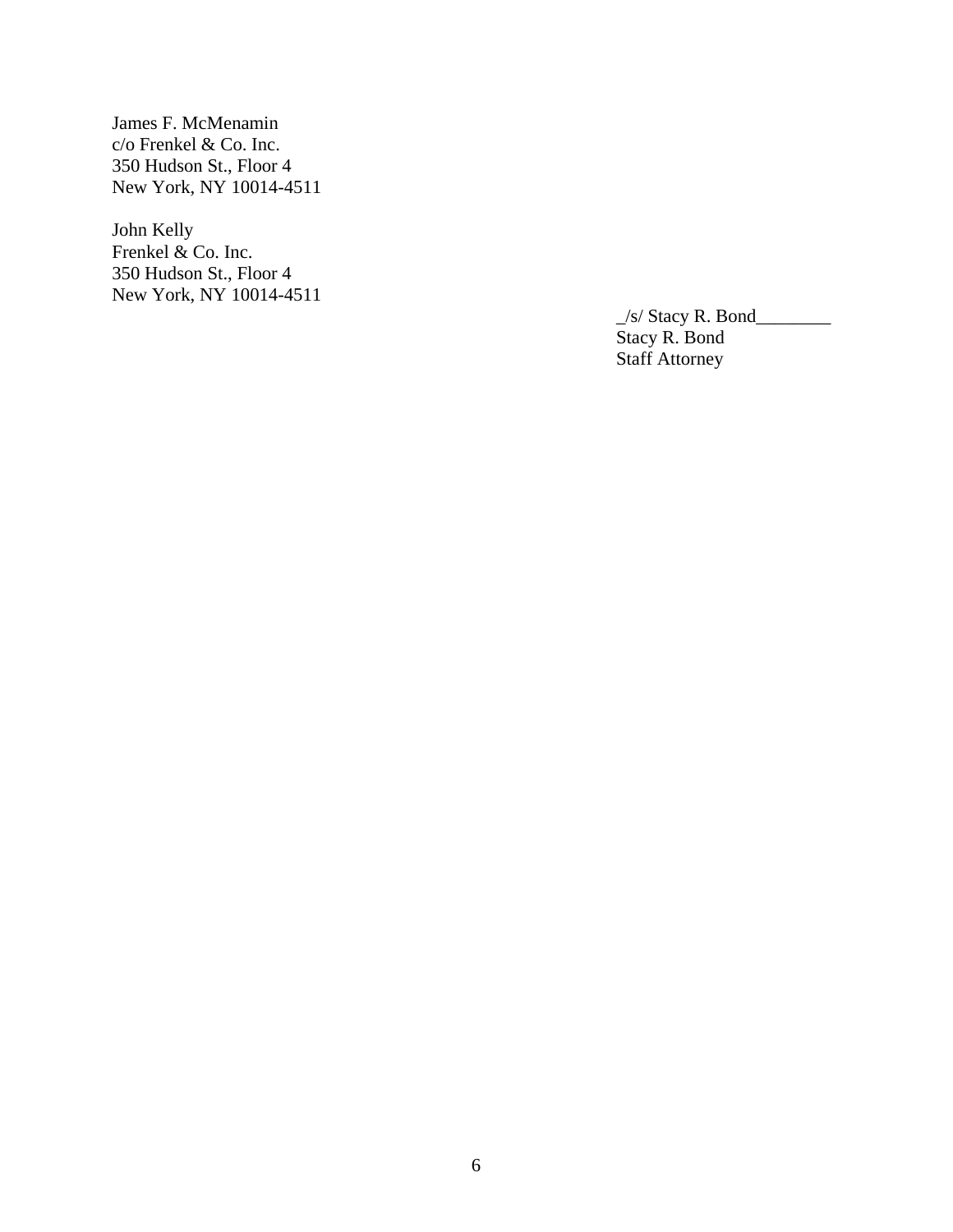James F. McMenamin  
c/o Frenkel & Co. Inc.  
350 Hudson St., Floor 4  
New York, NY 10014-4511

John Kelly  
Frenkel & Co. Inc.  
350 Hudson St., Floor 4  
New York, NY 10014-4511

_/s/ Stacy R. Bond________  
Stacy R. Bond  
Staff Attorney